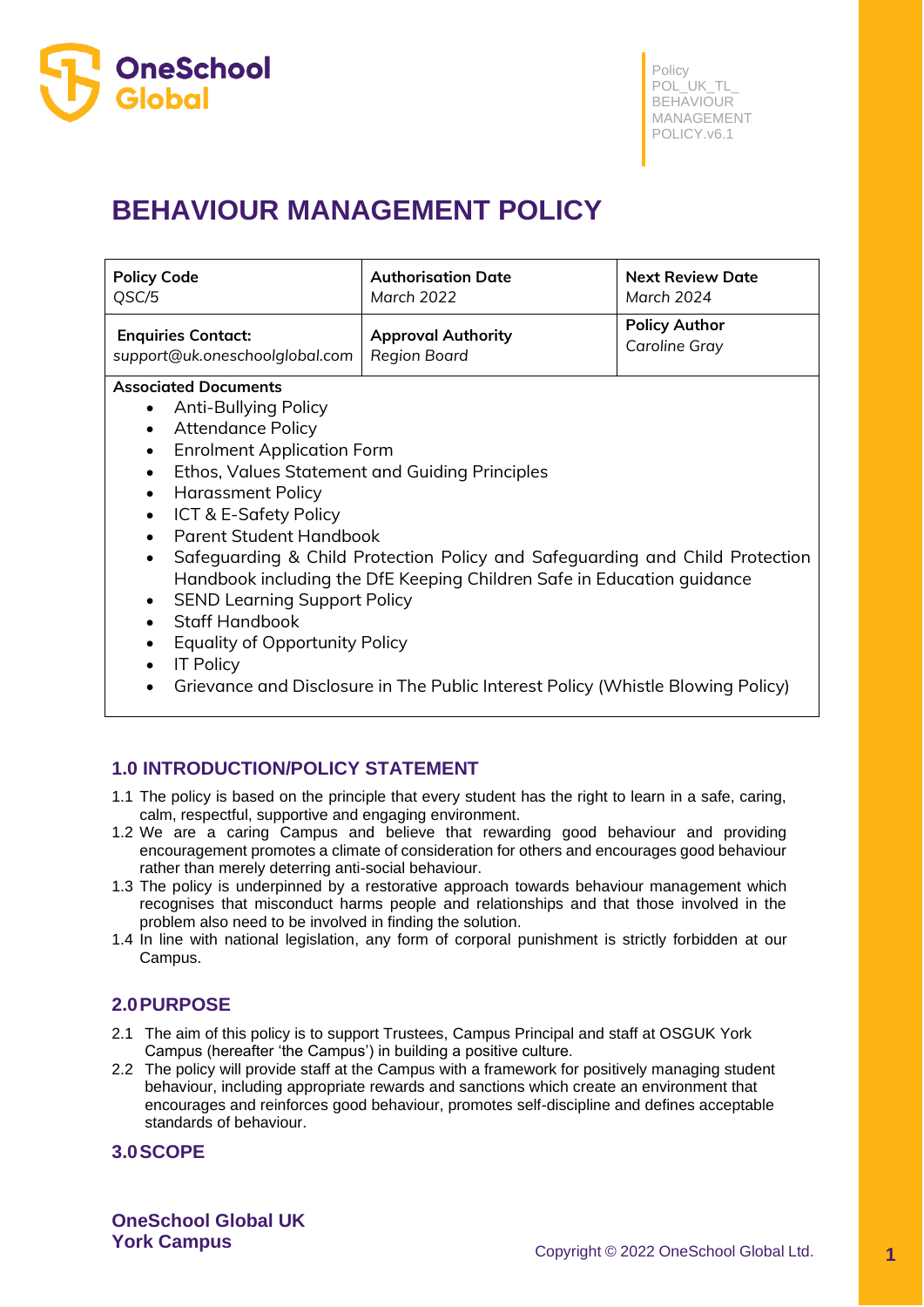Policy POL_UK_TL_ BEHAVIOUR MANAGEMENT POLICY.v6.1

# BEHAVIOUR MANAGEMENT POLICY

| Policy Code<br>QSC/5 | Authorisation Date<br>*March 2022* | Next Review Date<br>*March 2024* |
|---|---|---|
| **Enquiries Contact:**<br>*support@uk.oneschoolglobal.com* | **Approval Authority**<br>*Region Board* | **Policy Author**<br>*Caroline Gray* |

**Associated Documents**

- Anti-Bullying Policy
- Attendance Policy
- Enrolment Application Form
- Ethos, Values Statement and Guiding Principles
- Harassment Policy
- ICT & E-Safety Policy
- Parent Student Handbook
- Safeguarding & Child Protection Policy and Safeguarding and Child Protection Handbook including the DfE Keeping Children Safe in Education guidance
- SEND Learning Support Policy
- Staff Handbook
- Equality of Opportunity Policy
- IT Policy
- Grievance and Disclosure in The Public Interest Policy (Whistle Blowing Policy)

## 1.0 INTRODUCTION/POLICY STATEMENT

1.1 The policy is based on the principle that every student has the right to learn in a safe, caring, calm, respectful, supportive and engaging environment.

1.2 We are a caring Campus and believe that rewarding good behaviour and providing encouragement promotes a climate of consideration for others and encourages good behaviour rather than merely deterring anti-social behaviour.

1.3 The policy is underpinned by a restorative approach towards behaviour management which recognises that misconduct harms people and relationships and that those involved in the problem also need to be involved in finding the solution.

1.4 In line with national legislation, any form of corporal punishment is strictly forbidden at our Campus.

## 2.0 PURPOSE

2.1 The aim of this policy is to support Trustees, Campus Principal and staff at OSGUK York Campus (hereafter 'the Campus') in building a positive culture.

2.2 The policy will provide staff at the Campus with a framework for positively managing student behaviour, including appropriate rewards and sanctions which create an environment that encourages and reinforces good behaviour, promotes self-discipline and defines acceptable standards of behaviour.

## 3.0 SCOPE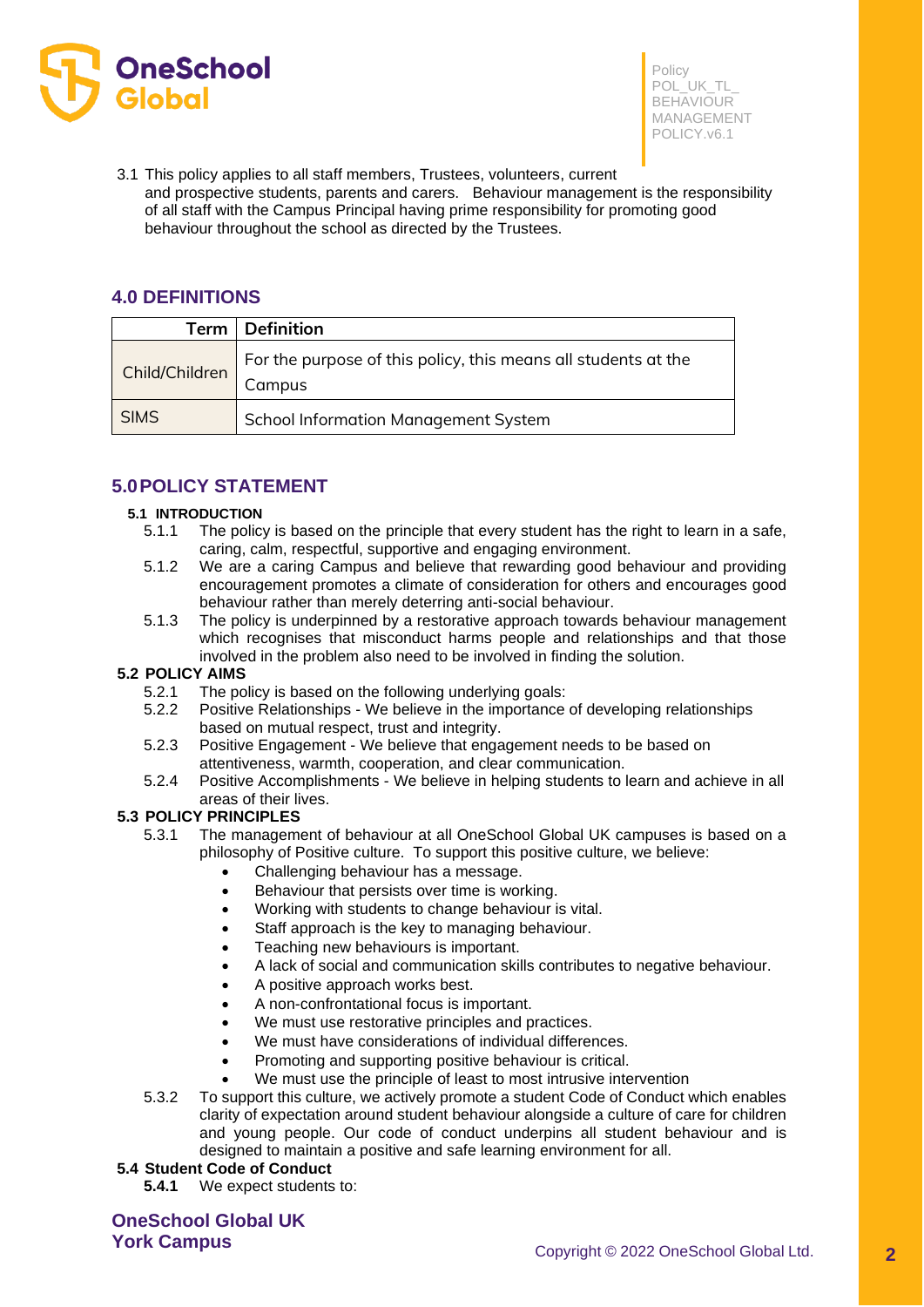3.1 This policy applies to all staff members, Trustees, volunteers, current and prospective students, parents and carers. Behaviour management is the responsibility of all staff with the Campus Principal having prime responsibility for promoting good behaviour throughout the school as directed by the Trustees.

## 4.0 DEFINITIONS

| Term | Definition |
|---|---|
| Child/Children | For the purpose of this policy, this means all students at the Campus |
| SIMS | School Information Management System |

## 5.0 POLICY STATEMENT

### 5.1 INTRODUCTION

5.1.1 The policy is based on the principle that every student has the right to learn in a safe, caring, calm, respectful, supportive and engaging environment.

5.1.2 We are a caring Campus and believe that rewarding good behaviour and providing encouragement promotes a climate of consideration for others and encourages good behaviour rather than merely deterring anti-social behaviour.

5.1.3 The policy is underpinned by a restorative approach towards behaviour management which recognises that misconduct harms people and relationships and that those involved in the problem also need to be involved in finding the solution.

### 5.2 POLICY AIMS

5.2.1 The policy is based on the following underlying goals:

5.2.2 Positive Relationships - We believe in the importance of developing relationships based on mutual respect, trust and integrity.

5.2.3 Positive Engagement - We believe that engagement needs to be based on attentiveness, warmth, cooperation, and clear communication.

5.2.4 Positive Accomplishments - We believe in helping students to learn and achieve in all areas of their lives.

### 5.3 POLICY PRINCIPLES

5.3.1 The management of behaviour at all OneSchool Global UK campuses is based on a philosophy of Positive culture. To support this positive culture, we believe:

- Challenging behaviour has a message.
- Behaviour that persists over time is working.
- Working with students to change behaviour is vital.
- Staff approach is the key to managing behaviour.
- Teaching new behaviours is important.
- A lack of social and communication skills contributes to negative behaviour.
- A positive approach works best.
- A non-confrontational focus is important.
- We must use restorative principles and practices.
- We must have considerations of individual differences.
- Promoting and supporting positive behaviour is critical.
- We must use the principle of least to most intrusive intervention

5.3.2 To support this culture, we actively promote a student Code of Conduct which enables clarity of expectation around student behaviour alongside a culture of care for children and young people. Our code of conduct underpins all student behaviour and is designed to maintain a positive and safe learning environment for all.

### 5.4 Student Code of Conduct

**5.4.1** We expect students to: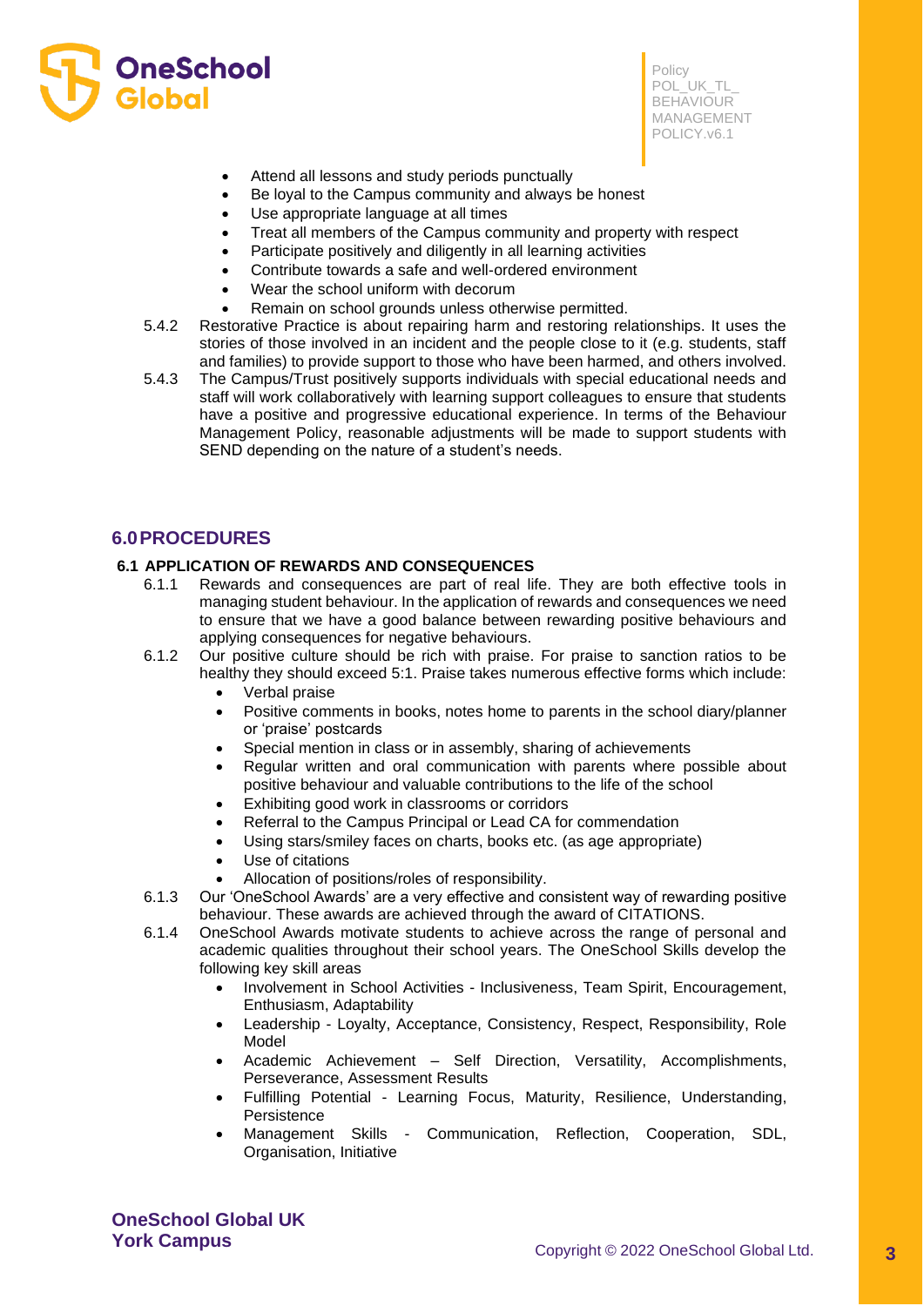- Attend all lessons and study periods punctually
- Be loyal to the Campus community and always be honest
- Use appropriate language at all times
- Treat all members of the Campus community and property with respect
- Participate positively and diligently in all learning activities
- Contribute towards a safe and well-ordered environment
- Wear the school uniform with decorum
- Remain on school grounds unless otherwise permitted.

5.4.2 Restorative Practice is about repairing harm and restoring relationships. It uses the stories of those involved in an incident and the people close to it (e.g. students, staff and families) to provide support to those who have been harmed, and others involved.

5.4.3 The Campus/Trust positively supports individuals with special educational needs and staff will work collaboratively with learning support colleagues to ensure that students have a positive and progressive educational experience. In terms of the Behaviour Management Policy, reasonable adjustments will be made to support students with SEND depending on the nature of a student's needs.

## 6.0 PROCEDURES

### 6.1 APPLICATION OF REWARDS AND CONSEQUENCES

6.1.1 Rewards and consequences are part of real life. They are both effective tools in managing student behaviour. In the application of rewards and consequences we need to ensure that we have a good balance between rewarding positive behaviours and applying consequences for negative behaviours.

6.1.2 Our positive culture should be rich with praise. For praise to sanction ratios to be healthy they should exceed 5:1. Praise takes numerous effective forms which include:

- Verbal praise
- Positive comments in books, notes home to parents in the school diary/planner or 'praise' postcards
- Special mention in class or in assembly, sharing of achievements
- Regular written and oral communication with parents where possible about positive behaviour and valuable contributions to the life of the school
- Exhibiting good work in classrooms or corridors
- Referral to the Campus Principal or Lead CA for commendation
- Using stars/smiley faces on charts, books etc. (as age appropriate)
- Use of citations
- Allocation of positions/roles of responsibility.

6.1.3 Our 'OneSchool Awards' are a very effective and consistent way of rewarding positive behaviour. These awards are achieved through the award of CITATIONS.

6.1.4 OneSchool Awards motivate students to achieve across the range of personal and academic qualities throughout their school years. The OneSchool Skills develop the following key skill areas

- Involvement in School Activities - Inclusiveness, Team Spirit, Encouragement, Enthusiasm, Adaptability
- Leadership - Loyalty, Acceptance, Consistency, Respect, Responsibility, Role Model
- Academic Achievement – Self Direction, Versatility, Accomplishments, Perseverance, Assessment Results
- Fulfilling Potential - Learning Focus, Maturity, Resilience, Understanding, Persistence
- Management Skills - Communication, Reflection, Cooperation, SDL, Organisation, Initiative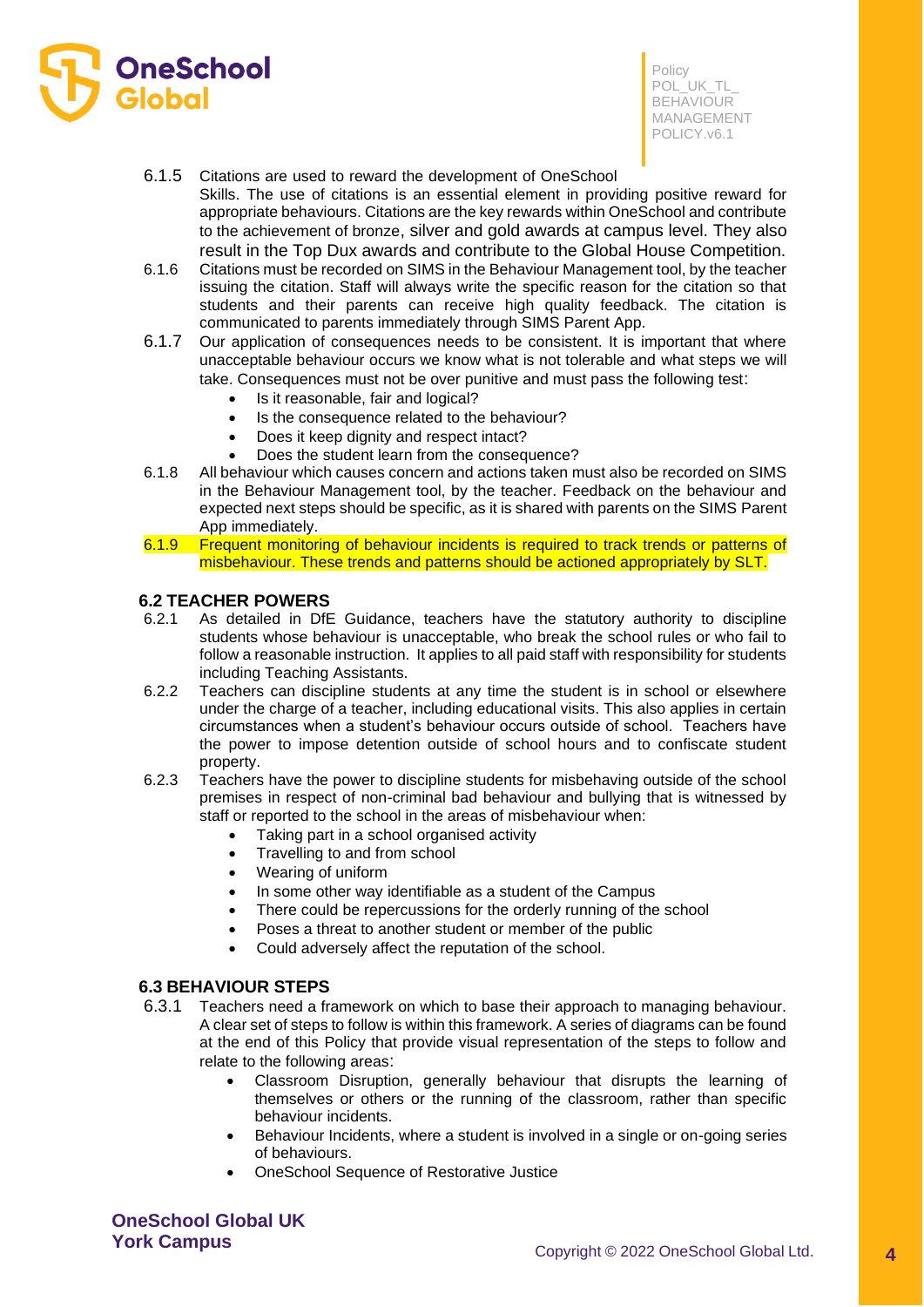6.1.5 Citations are used to reward the development of OneSchool Skills. The use of citations is an essential element in providing positive reward for appropriate behaviours. Citations are the key rewards within OneSchool and contribute to the achievement of bronze, silver and gold awards at campus level. They also result in the Top Dux awards and contribute to the Global House Competition.

6.1.6 Citations must be recorded on SIMS in the Behaviour Management tool, by the teacher issuing the citation. Staff will always write the specific reason for the citation so that students and their parents can receive high quality feedback. The citation is communicated to parents immediately through SIMS Parent App.

6.1.7 Our application of consequences needs to be consistent. It is important that where unacceptable behaviour occurs we know what is not tolerable and what steps we will take. Consequences must not be over punitive and must pass the following test:

- Is it reasonable, fair and logical?
- Is the consequence related to the behaviour?
- Does it keep dignity and respect intact?
- Does the student learn from the consequence?

6.1.8 All behaviour which causes concern and actions taken must also be recorded on SIMS in the Behaviour Management tool, by the teacher. Feedback on the behaviour and expected next steps should be specific, as it is shared with parents on the SIMS Parent App immediately.

6.1.9 Frequent monitoring of behaviour incidents is required to track trends or patterns of misbehaviour. These trends and patterns should be actioned appropriately by SLT.

### 6.2 TEACHER POWERS

6.2.1 As detailed in DfE Guidance, teachers have the statutory authority to discipline students whose behaviour is unacceptable, who break the school rules or who fail to follow a reasonable instruction. It applies to all paid staff with responsibility for students including Teaching Assistants.

6.2.2 Teachers can discipline students at any time the student is in school or elsewhere under the charge of a teacher, including educational visits. This also applies in certain circumstances when a student's behaviour occurs outside of school. Teachers have the power to impose detention outside of school hours and to confiscate student property.

6.2.3 Teachers have the power to discipline students for misbehaving outside of the school premises in respect of non-criminal bad behaviour and bullying that is witnessed by staff or reported to the school in the areas of misbehaviour when:

- Taking part in a school organised activity
- Travelling to and from school
- Wearing of uniform
- In some other way identifiable as a student of the Campus
- There could be repercussions for the orderly running of the school
- Poses a threat to another student or member of the public
- Could adversely affect the reputation of the school.

### 6.3 BEHAVIOUR STEPS

6.3.1 Teachers need a framework on which to base their approach to managing behaviour. A clear set of steps to follow is within this framework. A series of diagrams can be found at the end of this Policy that provide visual representation of the steps to follow and relate to the following areas:

- Classroom Disruption, generally behaviour that disrupts the learning of themselves or others or the running of the classroom, rather than specific behaviour incidents.
- Behaviour Incidents, where a student is involved in a single or on-going series of behaviours.
- OneSchool Sequence of Restorative Justice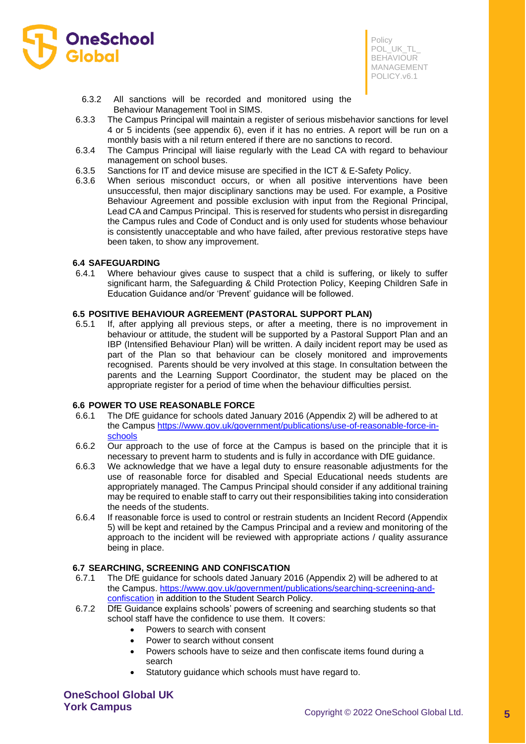6.3.2 All sanctions will be recorded and monitored using the Behaviour Management Tool in SIMS.

6.3.3 The Campus Principal will maintain a register of serious misbehavior sanctions for level 4 or 5 incidents (see appendix 6), even if it has no entries. A report will be run on a monthly basis with a nil return entered if there are no sanctions to record.

6.3.4 The Campus Principal will liaise regularly with the Lead CA with regard to behaviour management on school buses.

6.3.5 Sanctions for IT and device misuse are specified in the ICT & E-Safety Policy.

6.3.6 When serious misconduct occurs, or when all positive interventions have been unsuccessful, then major disciplinary sanctions may be used. For example, a Positive Behaviour Agreement and possible exclusion with input from the Regional Principal, Lead CA and Campus Principal. This is reserved for students who persist in disregarding the Campus rules and Code of Conduct and is only used for students whose behaviour is consistently unacceptable and who have failed, after previous restorative steps have been taken, to show any improvement.

### 6.4 SAFEGUARDING

6.4.1 Where behaviour gives cause to suspect that a child is suffering, or likely to suffer significant harm, the Safeguarding & Child Protection Policy, Keeping Children Safe in Education Guidance and/or 'Prevent' guidance will be followed.

### 6.5 POSITIVE BEHAVIOUR AGREEMENT (PASTORAL SUPPORT PLAN)

6.5.1 If, after applying all previous steps, or after a meeting, there is no improvement in behaviour or attitude, the student will be supported by a Pastoral Support Plan and an IBP (Intensified Behaviour Plan) will be written. A daily incident report may be used as part of the Plan so that behaviour can be closely monitored and improvements recognised. Parents should be very involved at this stage. In consultation between the parents and the Learning Support Coordinator, the student may be placed on the appropriate register for a period of time when the behaviour difficulties persist.

### 6.6 POWER TO USE REASONABLE FORCE

6.6.1 The DfE guidance for schools dated January 2016 (Appendix 2) will be adhered to at the Campus [https://www.gov.uk/government/publications/use-of-reasonable-force-in-schools](https://www.gov.uk/government/publications/use-of-reasonable-force-in-schools)

6.6.2 Our approach to the use of force at the Campus is based on the principle that it is necessary to prevent harm to students and is fully in accordance with DfE guidance.

6.6.3 We acknowledge that we have a legal duty to ensure reasonable adjustments for the use of reasonable force for disabled and Special Educational needs students are appropriately managed. The Campus Principal should consider if any additional training may be required to enable staff to carry out their responsibilities taking into consideration the needs of the students.

6.6.4 If reasonable force is used to control or restrain students an Incident Record (Appendix 5) will be kept and retained by the Campus Principal and a review and monitoring of the approach to the incident will be reviewed with appropriate actions / quality assurance being in place.

### 6.7 SEARCHING, SCREENING AND CONFISCATION

6.7.1 The DfE guidance for schools dated January 2016 (Appendix 2) will be adhered to at the Campus. [https://www.gov.uk/government/publications/searching-screening-and-confiscation](https://www.gov.uk/government/publications/searching-screening-and-confiscation) in addition to the Student Search Policy.

6.7.2 DfE Guidance explains schools' powers of screening and searching students so that school staff have the confidence to use them. It covers:

- Powers to search with consent
- Power to search without consent
- Powers schools have to seize and then confiscate items found during a search
- Statutory guidance which schools must have regard to.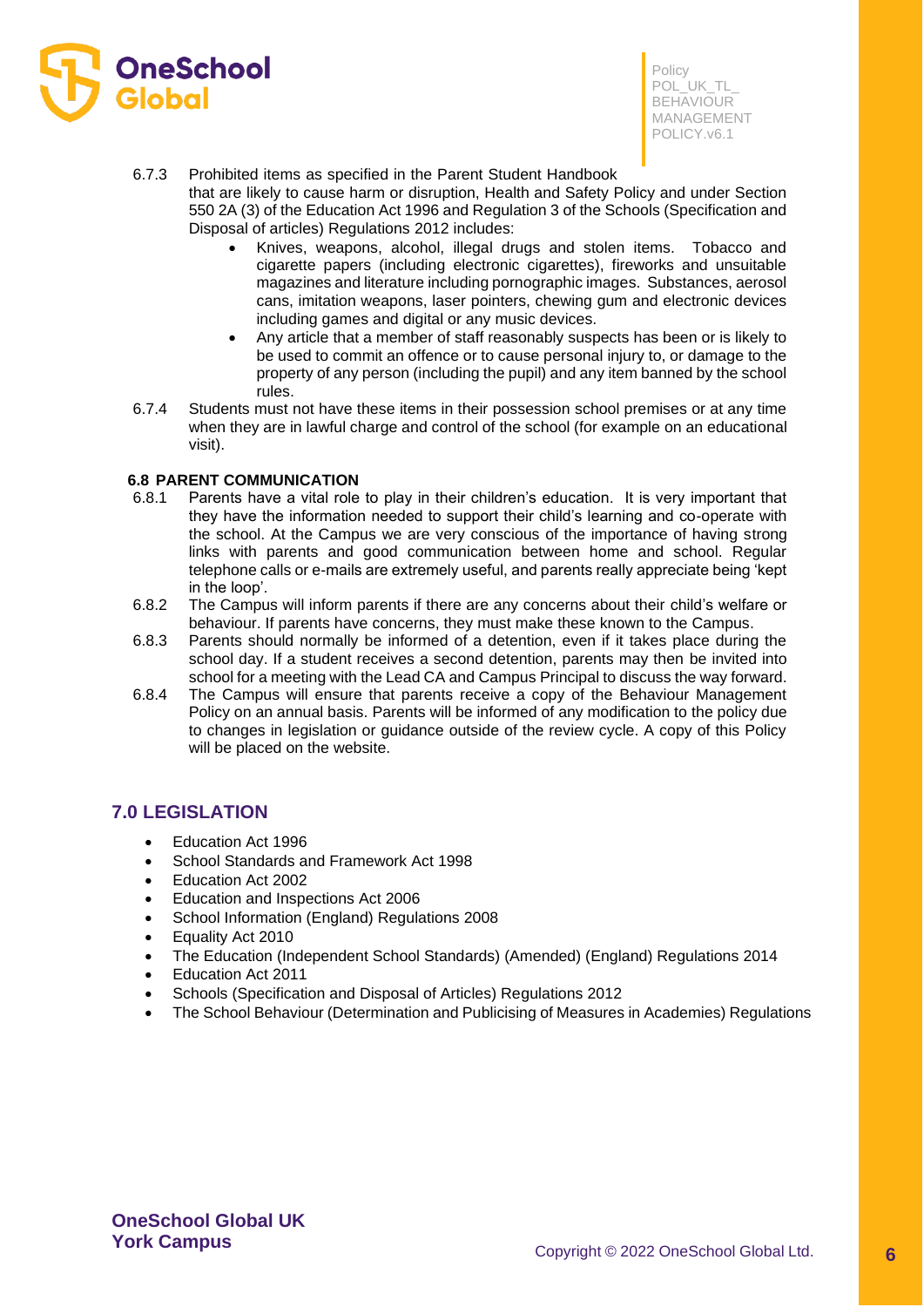6.7.3 Prohibited items as specified in the Parent Student Handbook that are likely to cause harm or disruption, Health and Safety Policy and under Section 550 2A (3) of the Education Act 1996 and Regulation 3 of the Schools (Specification and Disposal of articles) Regulations 2012 includes:

- Knives, weapons, alcohol, illegal drugs and stolen items. Tobacco and cigarette papers (including electronic cigarettes), fireworks and unsuitable magazines and literature including pornographic images. Substances, aerosol cans, imitation weapons, laser pointers, chewing gum and electronic devices including games and digital or any music devices.
- Any article that a member of staff reasonably suspects has been or is likely to be used to commit an offence or to cause personal injury to, or damage to the property of any person (including the pupil) and any item banned by the school rules.

6.7.4 Students must not have these items in their possession school premises or at any time when they are in lawful charge and control of the school (for example on an educational visit).

### 6.8 PARENT COMMUNICATION

6.8.1 Parents have a vital role to play in their children's education. It is very important that they have the information needed to support their child's learning and co-operate with the school. At the Campus we are very conscious of the importance of having strong links with parents and good communication between home and school. Regular telephone calls or e-mails are extremely useful, and parents really appreciate being 'kept in the loop'.

6.8.2 The Campus will inform parents if there are any concerns about their child's welfare or behaviour. If parents have concerns, they must make these known to the Campus.

6.8.3 Parents should normally be informed of a detention, even if it takes place during the school day. If a student receives a second detention, parents may then be invited into school for a meeting with the Lead CA and Campus Principal to discuss the way forward.

6.8.4 The Campus will ensure that parents receive a copy of the Behaviour Management Policy on an annual basis. Parents will be informed of any modification to the policy due to changes in legislation or guidance outside of the review cycle. A copy of this Policy will be placed on the website.

## 7.0 LEGISLATION

- Education Act 1996
- School Standards and Framework Act 1998
- Education Act 2002
- Education and Inspections Act 2006
- School Information (England) Regulations 2008
- Equality Act 2010
- The Education (Independent School Standards) (Amended) (England) Regulations 2014
- Education Act 2011
- Schools (Specification and Disposal of Articles) Regulations 2012
- The School Behaviour (Determination and Publicising of Measures in Academies) Regulations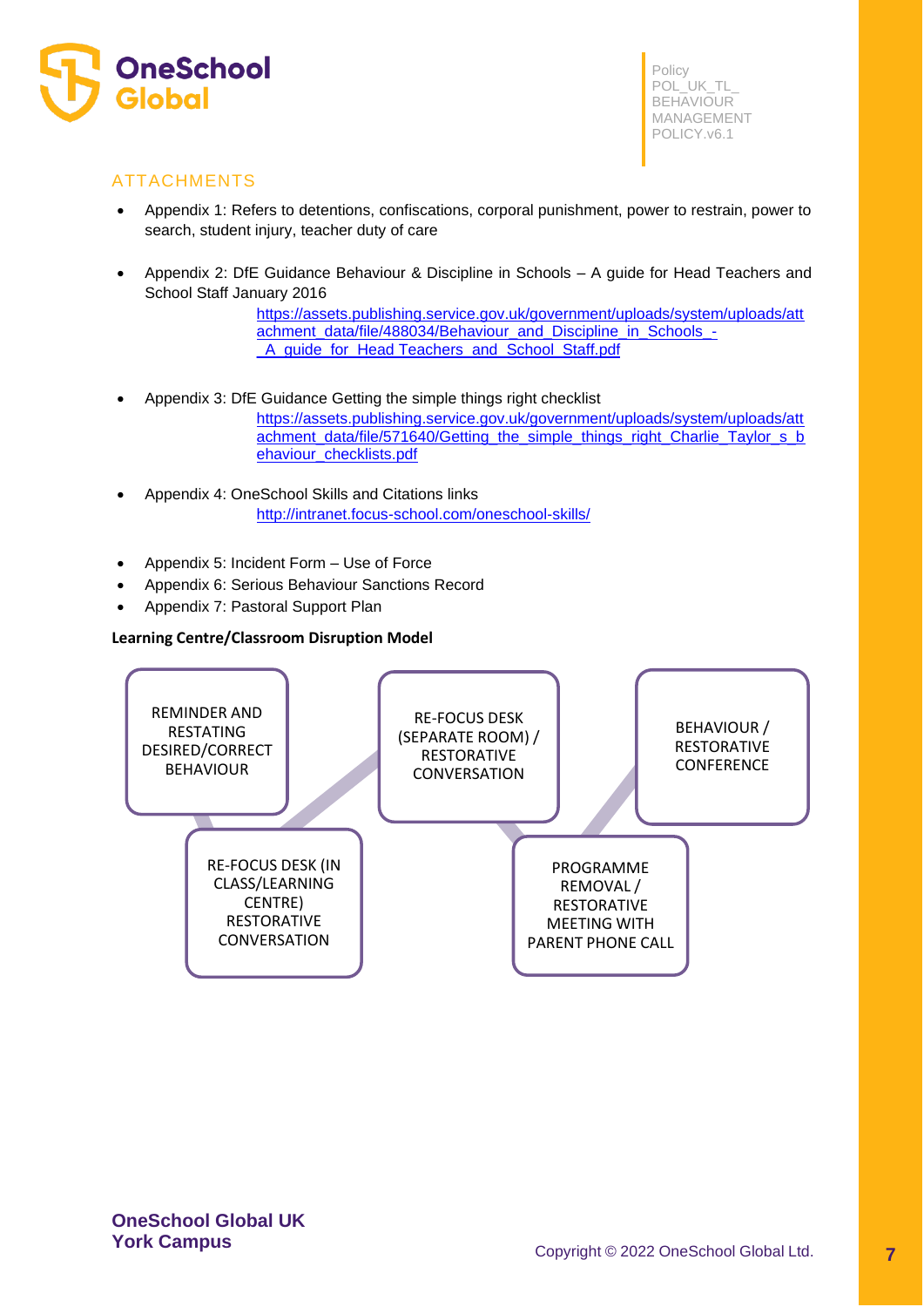## ATTACHMENTS

- Appendix 1: Refers to detentions, confiscations, corporal punishment, power to restrain, power to search, student injury, teacher duty of care
- Appendix 2: DfE Guidance Behaviour & Discipline in Schools – A guide for Head Teachers and School Staff January 2016
  https://assets.publishing.service.gov.uk/government/uploads/system/uploads/attachment_data/file/488034/Behaviour_and_Discipline_in_Schools_-_A_guide_for_Head_Teachers_and_School_Staff.pdf
- Appendix 3: DfE Guidance Getting the simple things right checklist
  https://assets.publishing.service.gov.uk/government/uploads/system/uploads/attachment_data/file/571640/Getting_the_simple_things_right_Charlie_Taylor_s_behaviour_checklists.pdf
- Appendix 4: OneSchool Skills and Citations links
  http://intranet.focus-school.com/oneschool-skills/
- Appendix 5: Incident Form – Use of Force
- Appendix 6: Serious Behaviour Sanctions Record
- Appendix 7: Pastoral Support Plan

**Learning Centre/Classroom Disruption Model**

1. REMINDER AND RESTATING DESIRED/CORRECT BEHAVIOUR
2. RE-FOCUS DESK (IN CLASS/LEARNING CENTRE) RESTORATIVE CONVERSATION
3. RE-FOCUS DESK (SEPARATE ROOM) / RESTORATIVE CONVERSATION
4. PROGRAMME REMOVAL / RESTORATIVE MEETING WITH PARENT PHONE CALL
5. BEHAVIOUR / RESTORATIVE CONFERENCE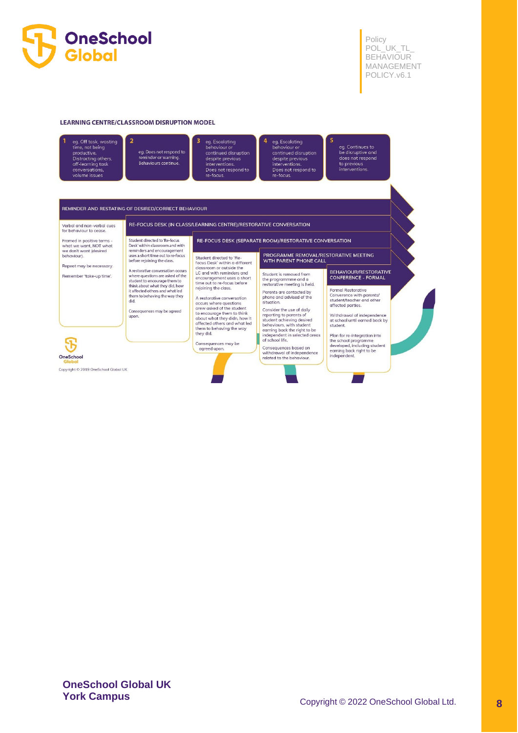## LEARNING CENTRE/CLASSROOM DISRUPTION MODEL

| 1 | 2 | 3 | 4 | 5 |
|---|---|---|---|---|
| eg. Off task, wasting time, not being productive. Distracting others, off-learning task conversations, volume issues | eg. Does not respond to reminder or warning. Behaviours continue. | eg. Escalating behaviour or continued disruption despite previous interventions. Does not respond to re-focus. | eg. Escalating behaviour or continued disruption despite previous interventions. Does not respond to re-focus. | eg. Continues to be disruptive and does not respond to previous interventions. |

**REMINDER AND RESTATING OF DESIRED/CORRECT BEHAVIOUR**

- Verbal and non-verbal cues for behaviour to cease.
- Framed in positive terms – what we want, NOT what we don't want (desired behaviour).
- Repeat may be necessary.
- Remember 'take-up time'.

**RE-FOCUS DESK (IN CLASS/LEARNING CENTRE)/RESTORATIVE CONVERSATION**

- Student directed to 'Re-focus Desk' within classroom and with reminders and encouragement uses a short time out to re-focus before rejoining the class.
- A restorative conversation occurs where questions are asked of the student to encourage them to think about what they did, how it affected others and what led them to behaving the way they did.
- Consequences may be agreed upon.

**RE-FOCUS DESK (SEPARATE ROOM)/RESTORATIVE CONVERSATION**

- Student directed to 'Re-focus Desk' within a different classroom or outside the LC and with reminders and encouragement uses a short time out to re-focus before rejoining the class.
- A restorative conversation occurs where questions are asked of the student to encourage them to think about what they did, how it affected others and what led them to behaving the way they did.
- Consequences may be agreed upon.

**PROGRAMME REMOVAL/RESTORATIVE MEETING WITH PARENT PHONE CALL**

- Student is removed from the programme and a restorative meeting is held.
- Parents are contacted by phone and advised of the situation.
- Consider the use of daily reporting to parents of student achieving desired behaviours, with student earning back the right to be independent in selected areas of school life.
- Consequences based on withdrawal of independence related to the behaviour.

**BEHAVIOUR/RESTORATIVE CONFERENCE - FORMAL**

- Formal Restorative Converence with parents/student/teacher and other affected parties.
- Withdrawal of independence at school until earned back by student.
- Plan for re-integration into the school programme developed, including student earning back right to be independent.

Copyright © 2019 OneSchool Global UK

**OneSchool Global UK**
**York Campus**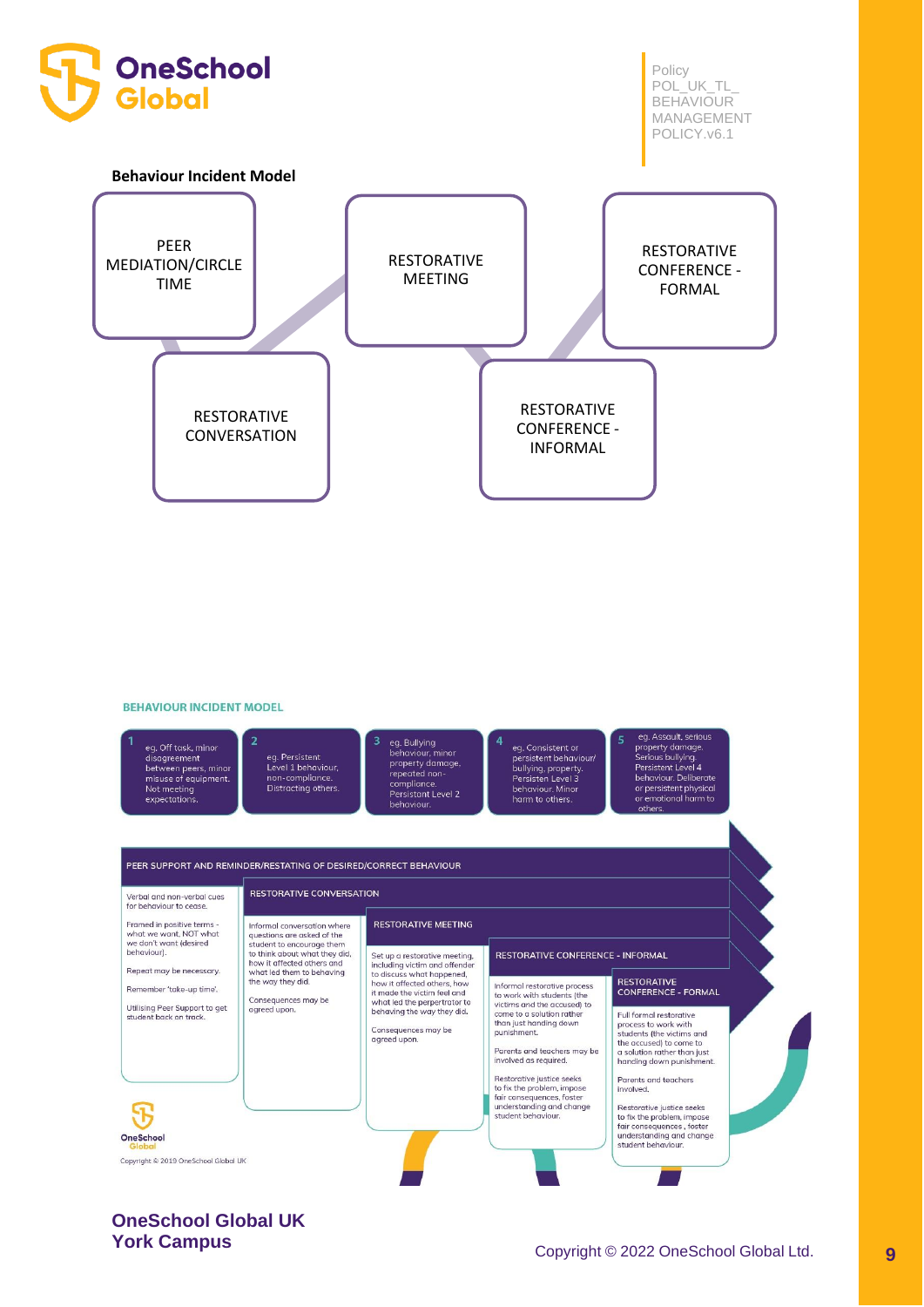**Behaviour Incident Model**

PEER MEDIATION/CIRCLE TIME

RESTORATIVE CONVERSATION

RESTORATIVE MEETING

RESTORATIVE CONFERENCE - INFORMAL

RESTORATIVE CONFERENCE - FORMAL

**BEHAVIOUR INCIDENT MODEL**

| 1 | 2 | 3 | 4 | 5 |
|---|---|---|---|---|
| eg. Off task, minor disagreement between peers, minor misuse of equipment. Not meeting expectations. | eg. Persistent Level 1 behaviour, non-compliance. Distracting others. | eg. Bullying behaviour, minor property damage, repeated non-compliance. Persistent Level 2 behaviour. | eg. Consistent or persistent behaviour/ bullying, property. Persisten Level 3 behaviour. Minor harm to others. | eg. Assault, serious property damage. Serious bullying. Persistent Level 4 behaviour. Deliberate or persistent physical or emotional harm to others. |

PEER SUPPORT AND REMINDER/RESTATING OF DESIRED/CORRECT BEHAVIOUR

Verbal and non-verbal cues for behaviour to cease.

Framed in positive terms - what we want, NOT what we don't want (desired behaviour).

Repeat may be necessary.

Remember 'take-up time'.

Utilising Peer Support to get student back on track.

RESTORATIVE CONVERSATION

Informal conversation where questions are asked of the student to encourage them to think about what they did, how it affected others and what led them to behaving the way they did.

Consequences may be agreed upon.

RESTORATIVE MEETING

Set up a restorative meeting, including victim and offender to discuss what happened, how it affected others, how it made the victim feel and what led the perpertrator to behaving the way they did.

Consequences may be agreed upon.

RESTORATIVE CONFERENCE - INFORMAL

Informal restorative process to work with students (the victims and the accused) to come to a solution rather than just handing down punishment.

Parents and teachers may be involved as required.

Restorative justice seeks to fix the problem, impose fair consequences, foster understanding and change student behaviour.

RESTORATIVE CONFERENCE - FORMAL

Full formal restorative process to work with students (the victims and the accused) to come to a solution rather than just handing down punishment.

Parents and teachers involved.

Restorative justice seeks to fix the problem, impose fair consequences , foster understanding and change student behaviour.

Copyright © 2019 OneSchool Global UK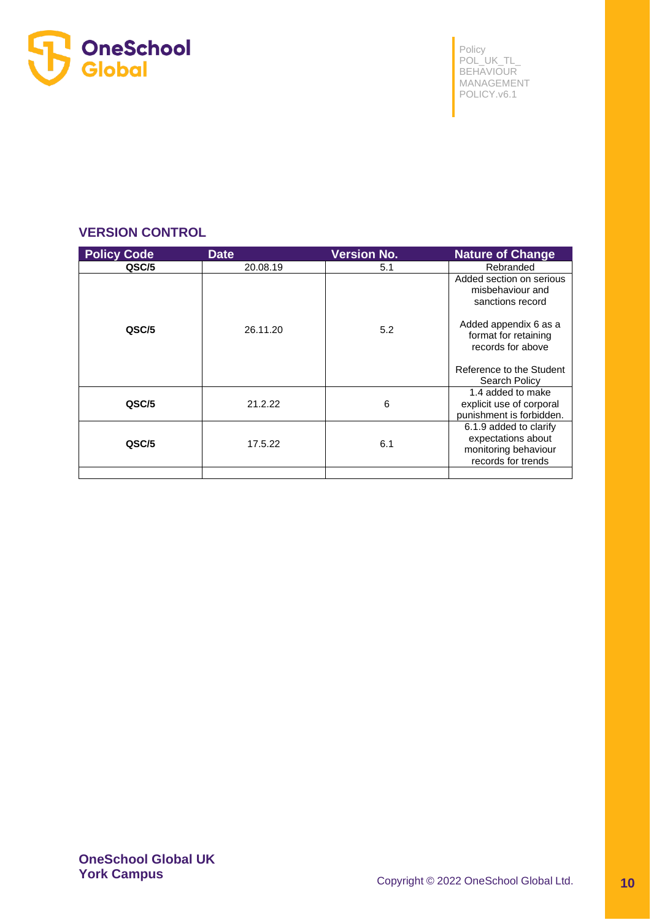## VERSION CONTROL

| Policy Code | Date | Version No. | Nature of Change |
|---|---|---|---|
| QSC/5 | 20.08.19 | 5.1 | Rebranded |
| QSC/5 | 26.11.20 | 5.2 | Added section on serious misbehaviour and sanctions record<br><br>Added appendix 6 as a format for retaining records for above<br><br>Reference to the Student Search Policy |
| QSC/5 | 21.2.22 | 6 | 1.4 added to make explicit use of corporal punishment is forbidden. |
| QSC/5 | 17.5.22 | 6.1 | 6.1.9 added to clarify expectations about monitoring behaviour records for trends |
| | | | |